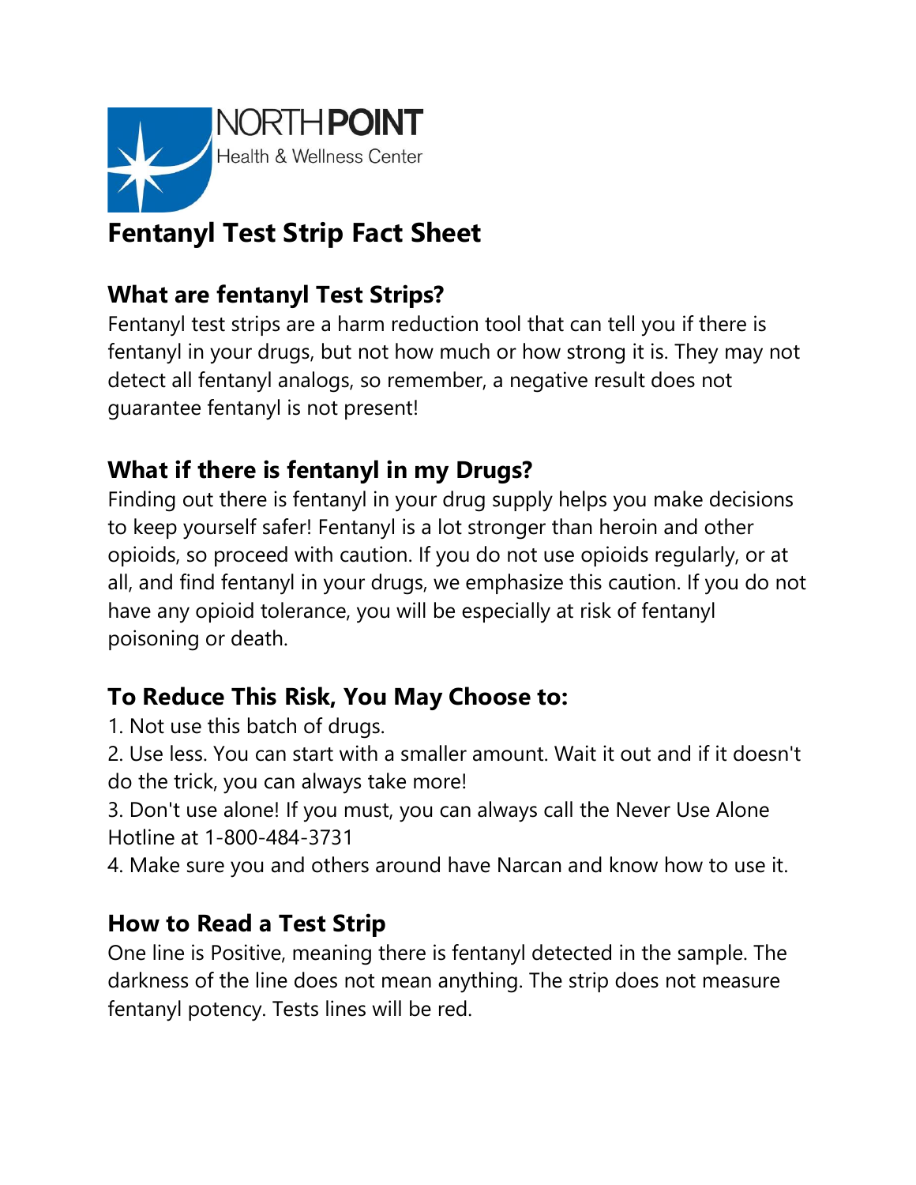NORTH POINT
Health & Wellness Center

# Fentanyl Test Strip Fact Sheet

## What are fentanyl Test Strips?

Fentanyl test strips are a harm reduction tool that can tell you if there is fentanyl in your drugs, but not how much or how strong it is. They may not detect all fentanyl analogs, so remember, a negative result does not guarantee fentanyl is not present!

## What if there is fentanyl in my Drugs?

Finding out there is fentanyl in your drug supply helps you make decisions to keep yourself safer! Fentanyl is a lot stronger than heroin and other opioids, so proceed with caution. If you do not use opioids regularly, or at all, and find fentanyl in your drugs, we emphasize this caution. If you do not have any opioid tolerance, you will be especially at risk of fentanyl poisoning or death.

## To Reduce This Risk, You May Choose to:

1. Not use this batch of drugs.
2. Use less. You can start with a smaller amount. Wait it out and if it doesn't do the trick, you can always take more!
3. Don't use alone! If you must, you can always call the Never Use Alone Hotline at 1-800-484-3731
4. Make sure you and others around have Narcan and know how to use it.

## How to Read a Test Strip

One line is Positive, meaning there is fentanyl detected in the sample. The darkness of the line does not mean anything. The strip does not measure fentanyl potency. Tests lines will be red.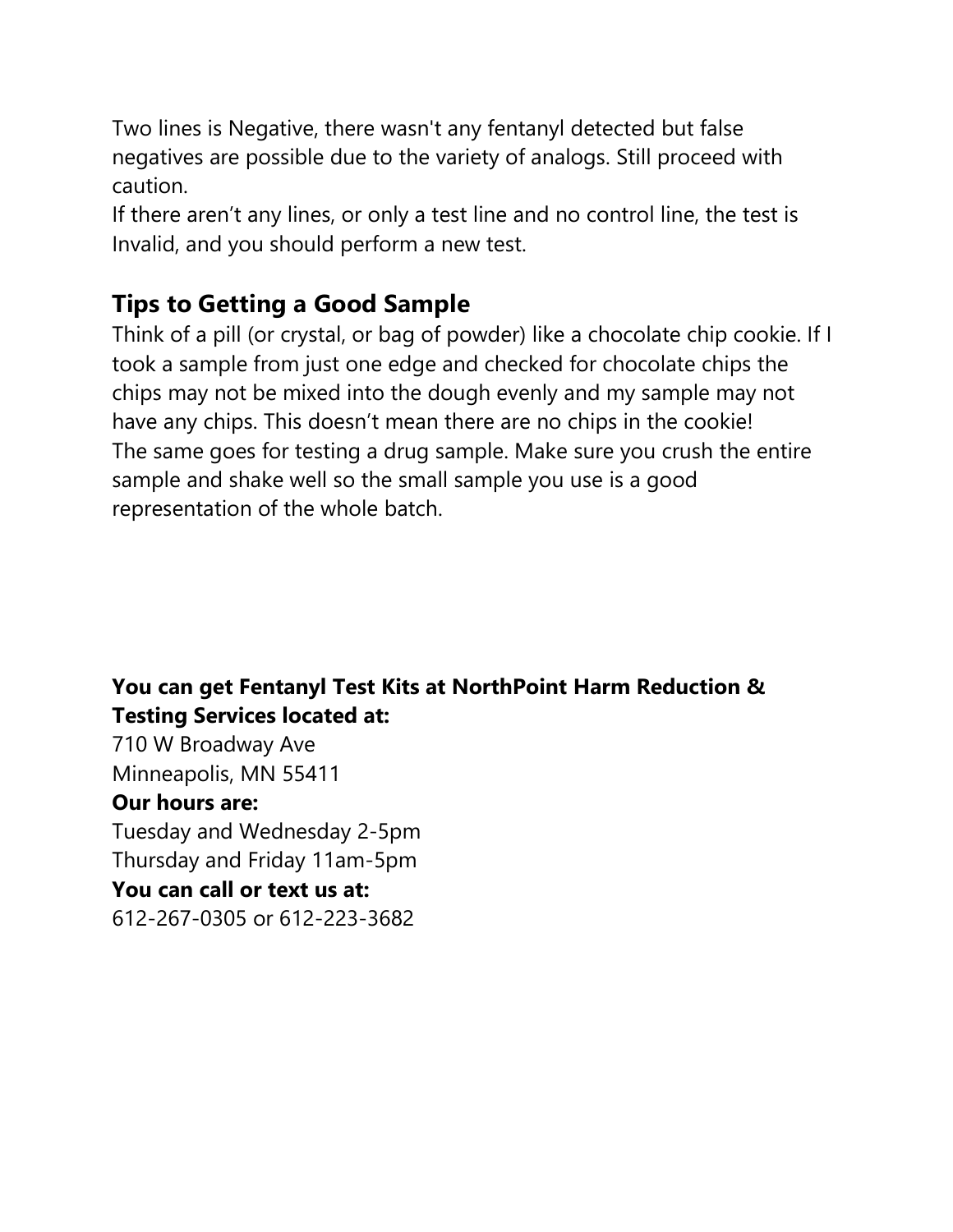Two lines is Negative, there wasn't any fentanyl detected but false negatives are possible due to the variety of analogs. Still proceed with caution.
If there aren't any lines, or only a test line and no control line, the test is Invalid, and you should perform a new test.

## Tips to Getting a Good Sample

Think of a pill (or crystal, or bag of powder) like a chocolate chip cookie. If I took a sample from just one edge and checked for chocolate chips the chips may not be mixed into the dough evenly and my sample may not have any chips. This doesn't mean there are no chips in the cookie!
The same goes for testing a drug sample. Make sure you crush the entire sample and shake well so the small sample you use is a good representation of the whole batch.

**You can get Fentanyl Test Kits at NorthPoint Harm Reduction & Testing Services located at:**
710 W Broadway Ave
Minneapolis, MN 55411
**Our hours are:**
Tuesday and Wednesday 2-5pm
Thursday and Friday 11am-5pm
**You can call or text us at:**
612-267-0305 or 612-223-3682